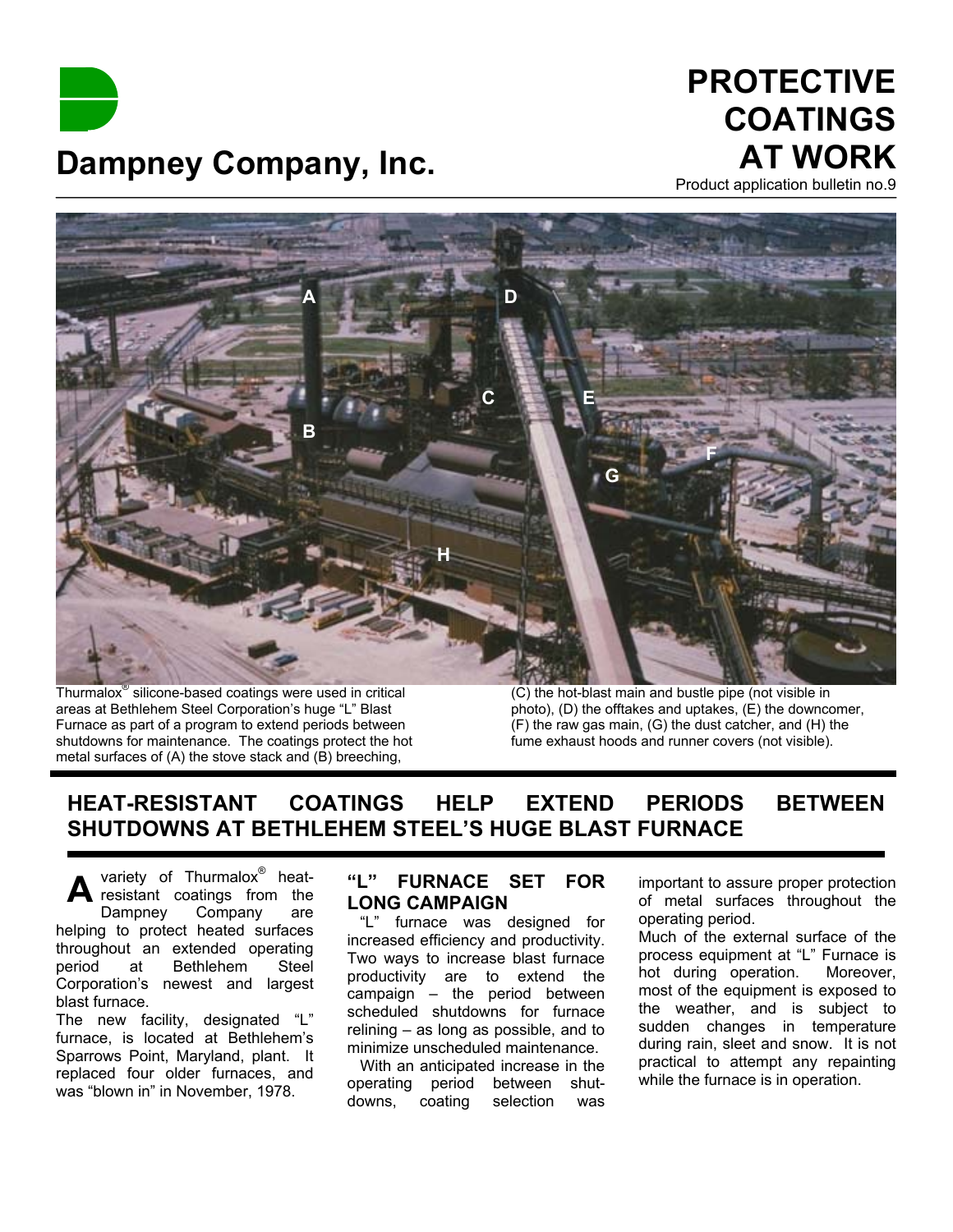# Dampney Company, Inc.

# PROTECTIVE COATINGS AT WORK

Product application bulletin no.9

Thurmalox® silicone-based coatings were used in critical areas at Bethlehem Steel Corporation's huge "L" Blast Furnace as part of a program to extend periods between shutdowns for maintenance. The coatings protect the hot metal surfaces of (A) the stove stack and (B) breeching, (C) the hot-blast main and bustle pipe (not visible in photo), (D) the offtakes and uptakes, (E) the downcomer, (F) the raw gas main, (G) the dust catcher, and (H) the fume exhaust hoods and runner covers (not visible).

## HEAT-RESISTANT COATINGS HELP EXTEND PERIODS BETWEEN SHUTDOWNS AT BETHLEHEM STEEL'S HUGE BLAST FURNACE

A variety of Thurmalox® heat-resistant coatings from the Dampney Company are helping to protect heated surfaces throughout an extended operating period at Bethlehem Steel Corporation's newest and largest blast furnace.

The new facility, designated "L" furnace, is located at Bethlehem's Sparrows Point, Maryland, plant. It replaced four older furnaces, and was "blown in" in November, 1978.

### "L" FURNACE SET FOR LONG CAMPAIGN

"L" furnace was designed for increased efficiency and productivity. Two ways to increase blast furnace productivity are to extend the campaign – the period between scheduled shutdowns for furnace relining – as long as possible, and to minimize unscheduled maintenance.

With an anticipated increase in the operating period between shutdowns, coating selection was important to assure proper protection of metal surfaces throughout the operating period.

Much of the external surface of the process equipment at "L" Furnace is hot during operation. Moreover, most of the equipment is exposed to the weather, and is subject to sudden changes in temperature during rain, sleet and snow. It is not practical to attempt any repainting while the furnace is in operation.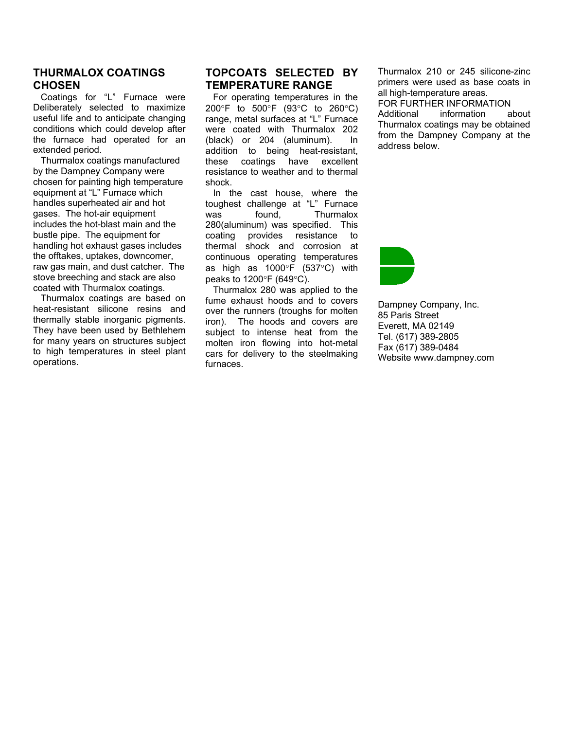## THURMALOX COATINGS CHOSEN

Coatings for "L" Furnace were Deliberately selected to maximize useful life and to anticipate changing conditions which could develop after the furnace had operated for an extended period.

Thurmalox coatings manufactured by the Dampney Company were chosen for painting high temperature equipment at "L" Furnace which handles superheated air and hot gases. The hot-air equipment includes the hot-blast main and the bustle pipe. The equipment for handling hot exhaust gases includes the offtakes, uptakes, downcomer, raw gas main, and dust catcher. The stove breeching and stack are also coated with Thurmalox coatings.

Thurmalox coatings are based on heat-resistant silicone resins and thermally stable inorganic pigments. They have been used by Bethlehem for many years on structures subject to high temperatures in steel plant operations.

## TOPCOATS SELECTED BY TEMPERATURE RANGE

For operating temperatures in the 200°F to 500°F (93°C to 260°C) range, metal surfaces at "L" Furnace were coated with Thurmalox 202 (black) or 204 (aluminum). In addition to being heat-resistant, these coatings have excellent resistance to weather and to thermal shock.

In the cast house, where the toughest challenge at "L" Furnace was found, Thurmalox 280(aluminum) was specified. This coating provides resistance to thermal shock and corrosion at continuous operating temperatures as high as 1000°F (537°C) with peaks to 1200°F (649°C).

Thurmalox 280 was applied to the fume exhaust hoods and to covers over the runners (troughs for molten iron). The hoods and covers are subject to intense heat from the molten iron flowing into hot-metal cars for delivery to the steelmaking furnaces.

Thurmalox 210 or 245 silicone-zinc primers were used as base coats in all high-temperature areas.

FOR FURTHER INFORMATION

Additional information about Thurmalox coatings may be obtained from the Dampney Company at the address below.

Dampney Company, Inc.
85 Paris Street
Everett, MA 02149
Tel. (617) 389-2805
Fax (617) 389-0484
Website www.dampney.com